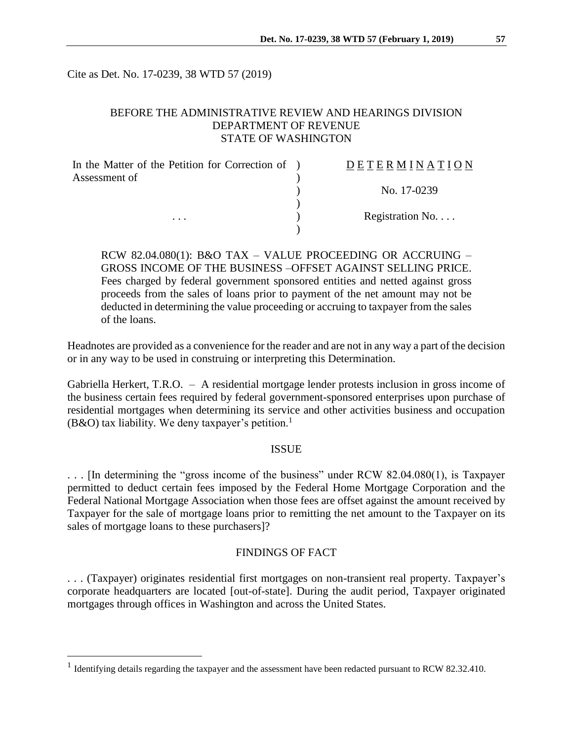Cite as Det. No. 17-0239, 38 WTD 57 (2019)

BEFORE THE ADMINISTRATIVE REVIEW AND HEARINGS DIVISION
DEPARTMENT OF REVENUE
STATE OF WASHINGTON

| In the Matter of the Petition for Correction of Assessment of | ) | DETERMINATION |
|---|---|---|
| | ) | No. 17-0239 |
| . . . | ) | Registration No. . . . |

RCW 82.04.080(1): B&O TAX – VALUE PROCEEDING OR ACCRUING – GROSS INCOME OF THE BUSINESS –OFFSET AGAINST SELLING PRICE. Fees charged by federal government sponsored entities and netted against gross proceeds from the sales of loans prior to payment of the net amount may not be deducted in determining the value proceeding or accruing to taxpayer from the sales of the loans.

Headnotes are provided as a convenience for the reader and are not in any way a part of the decision or in any way to be used in construing or interpreting this Determination.

Gabriella Herkert, T.R.O. – A residential mortgage lender protests inclusion in gross income of the business certain fees required by federal government-sponsored enterprises upon purchase of residential mortgages when determining its service and other activities business and occupation (B&O) tax liability. We deny taxpayer's petition.[1]

## ISSUE

. . . [In determining the "gross income of the business" under RCW 82.04.080(1), is Taxpayer permitted to deduct certain fees imposed by the Federal Home Mortgage Corporation and the Federal National Mortgage Association when those fees are offset against the amount received by Taxpayer for the sale of mortgage loans prior to remitting the net amount to the Taxpayer on its sales of mortgage loans to these purchasers]?

## FINDINGS OF FACT

. . . (Taxpayer) originates residential first mortgages on non-transient real property. Taxpayer's corporate headquarters are located [out-of-state]. During the audit period, Taxpayer originated mortgages through offices in Washington and across the United States.

[1] Identifying details regarding the taxpayer and the assessment have been redacted pursuant to RCW 82.32.410.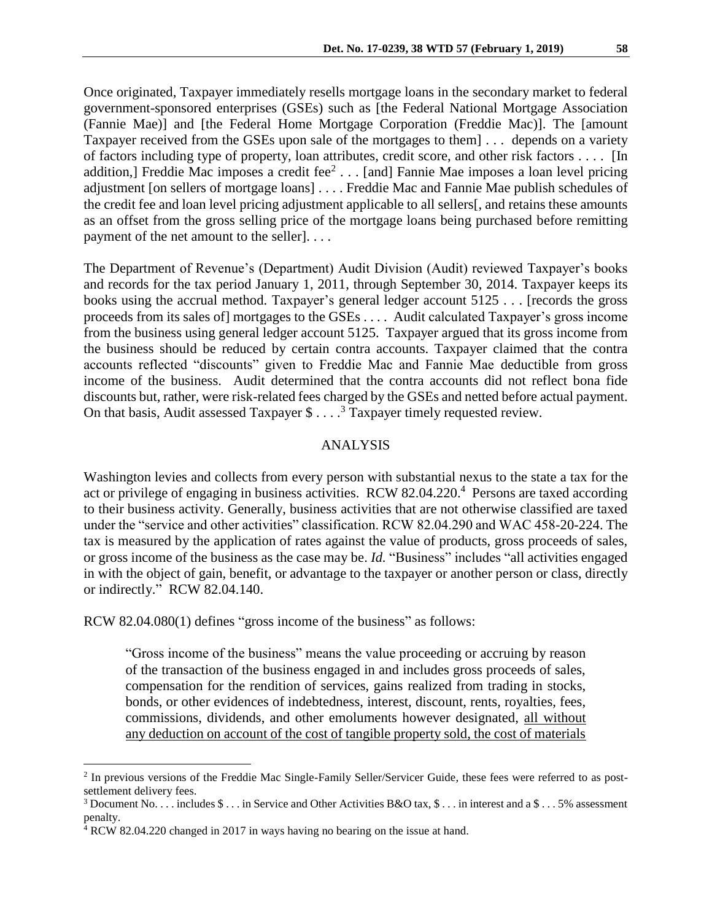Once originated, Taxpayer immediately resells mortgage loans in the secondary market to federal government-sponsored enterprises (GSEs) such as [the Federal National Mortgage Association (Fannie Mae)] and [the Federal Home Mortgage Corporation (Freddie Mac)]. The [amount Taxpayer received from the GSEs upon sale of the mortgages to them] . . . depends on a variety of factors including type of property, loan attributes, credit score, and other risk factors . . . . [In addition,] Freddie Mac imposes a credit fee[2] . . . [and] Fannie Mae imposes a loan level pricing adjustment [on sellers of mortgage loans] . . . . Freddie Mac and Fannie Mae publish schedules of the credit fee and loan level pricing adjustment applicable to all sellers[, and retains these amounts as an offset from the gross selling price of the mortgage loans being purchased before remitting payment of the net amount to the seller]. . . .

The Department of Revenue's (Department) Audit Division (Audit) reviewed Taxpayer's books and records for the tax period January 1, 2011, through September 30, 2014. Taxpayer keeps its books using the accrual method. Taxpayer's general ledger account 5125 . . . [records the gross proceeds from its sales of] mortgages to the GSEs . . . . Audit calculated Taxpayer's gross income from the business using general ledger account 5125. Taxpayer argued that its gross income from the business should be reduced by certain contra accounts. Taxpayer claimed that the contra accounts reflected "discounts" given to Freddie Mac and Fannie Mae deductible from gross income of the business. Audit determined that the contra accounts did not reflect bona fide discounts but, rather, were risk-related fees charged by the GSEs and netted before actual payment. On that basis, Audit assessed Taxpayer $ . . . .[3] Taxpayer timely requested review.

## ANALYSIS

Washington levies and collects from every person with substantial nexus to the state a tax for the act or privilege of engaging in business activities. RCW 82.04.220.[4] Persons are taxed according to their business activity. Generally, business activities that are not otherwise classified are taxed under the "service and other activities" classification. RCW 82.04.290 and WAC 458-20-224. The tax is measured by the application of rates against the value of products, gross proceeds of sales, or gross income of the business as the case may be. *Id.* "Business" includes "all activities engaged in with the object of gain, benefit, or advantage to the taxpayer or another person or class, directly or indirectly." RCW 82.04.140.

RCW 82.04.080(1) defines "gross income of the business" as follows:

> "Gross income of the business" means the value proceeding or accruing by reason of the transaction of the business engaged in and includes gross proceeds of sales, compensation for the rendition of services, gains realized from trading in stocks, bonds, or other evidences of indebtedness, interest, discount, rents, royalties, fees, commissions, dividends, and other emoluments however designated, <u>all without any deduction on account of the cost of tangible property sold, the cost of materials</u>

---

[2] In previous versions of the Freddie Mac Single-Family Seller/Servicer Guide, these fees were referred to as post-settlement delivery fees.

[3] Document No. . . . includes $ . . . in Service and Other Activities B&O tax, $ . . . in interest and a $ . . . 5% assessment penalty.

[4] RCW 82.04.220 changed in 2017 in ways having no bearing on the issue at hand.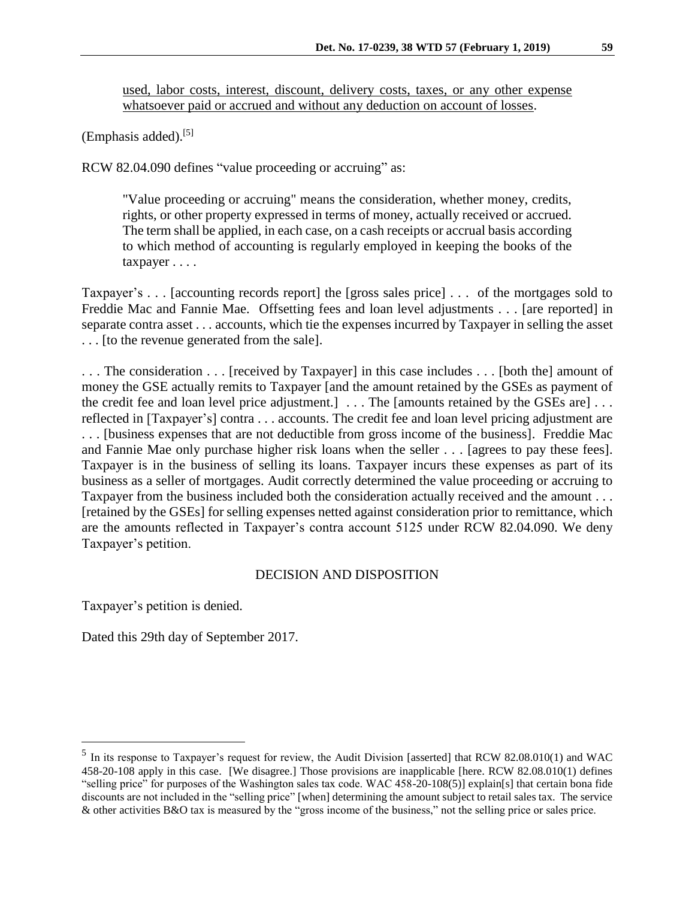<u>used, labor costs, interest, discount, delivery costs, taxes, or any other expense whatsoever paid or accrued and without any deduction on account of losses</u>.

(Emphasis added).[5]

RCW 82.04.090 defines "value proceeding or accruing" as:

> "Value proceeding or accruing" means the consideration, whether money, credits, rights, or other property expressed in terms of money, actually received or accrued. The term shall be applied, in each case, on a cash receipts or accrual basis according to which method of accounting is regularly employed in keeping the books of the taxpayer . . . .

Taxpayer's . . . [accounting records report] the [gross sales price] . . . of the mortgages sold to Freddie Mac and Fannie Mae. Offsetting fees and loan level adjustments . . . [are reported] in separate contra asset . . . accounts, which tie the expenses incurred by Taxpayer in selling the asset . . . [to the revenue generated from the sale].

. . . The consideration . . . [received by Taxpayer] in this case includes . . . [both the] amount of money the GSE actually remits to Taxpayer [and the amount retained by the GSEs as payment of the credit fee and loan level price adjustment.] . . . The [amounts retained by the GSEs are] . . . reflected in [Taxpayer's] contra . . . accounts. The credit fee and loan level pricing adjustment are . . . [business expenses that are not deductible from gross income of the business]. Freddie Mac and Fannie Mae only purchase higher risk loans when the seller . . . [agrees to pay these fees]. Taxpayer is in the business of selling its loans. Taxpayer incurs these expenses as part of its business as a seller of mortgages. Audit correctly determined the value proceeding or accruing to Taxpayer from the business included both the consideration actually received and the amount . . . [retained by the GSEs] for selling expenses netted against consideration prior to remittance, which are the amounts reflected in Taxpayer's contra account 5125 under RCW 82.04.090. We deny Taxpayer's petition.

## DECISION AND DISPOSITION

Taxpayer's petition is denied.

Dated this 29th day of September 2017.

---

[5] In its response to Taxpayer's request for review, the Audit Division [asserted] that RCW 82.08.010(1) and WAC 458-20-108 apply in this case. [We disagree.] Those provisions are inapplicable [here. RCW 82.08.010(1) defines "selling price" for purposes of the Washington sales tax code. WAC 458-20-108(5)] explain[s] that certain bona fide discounts are not included in the "selling price" [when] determining the amount subject to retail sales tax. The service & other activities B&O tax is measured by the "gross income of the business," not the selling price or sales price.